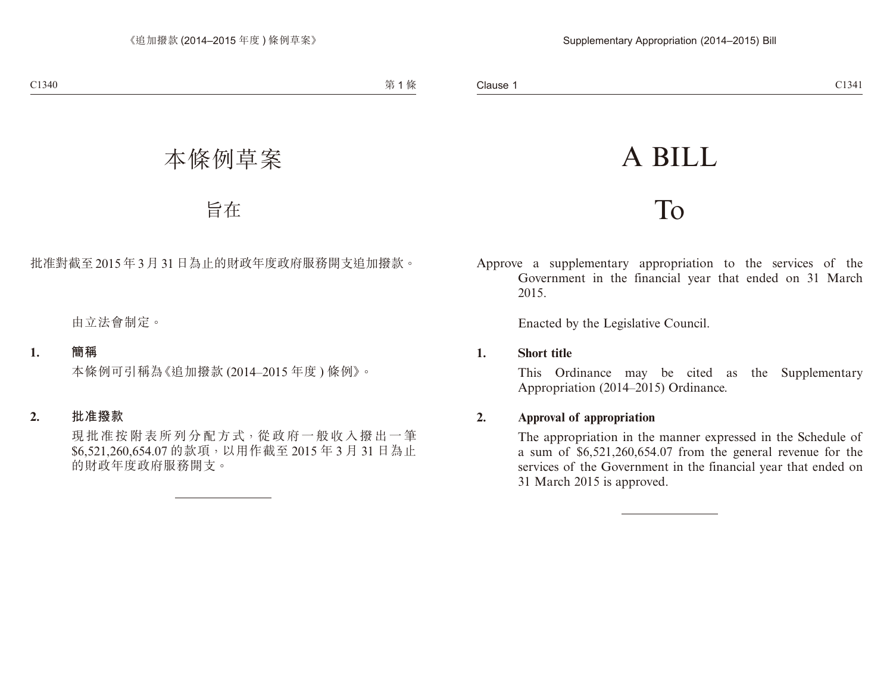# 本條例草案

## 旨在

批准對截至2015年3月31日為止的財政年度政府服務開支追加撥款。

由立法會制定。

**1. 簡稱**

本條例可引稱為《追加撥款(2014–2015年度)條例》。

**2. 批准撥款**

現批准按附表所列分配方式,從政府一般收入撥出一筆$6,521,260,654.07的款項,以用作截至2015年3月31日為止的財政年度政府服務開支。

---

# A BILL

## To

Approve a supplementary appropriation to the services of the Government in the financial year that ended on 31 March 2015.

Enacted by the Legislative Council.

**1. Short title**

This Ordinance may be cited as the Supplementary Appropriation (2014–2015) Ordinance.

**2. Approval of appropriation**

The appropriation in the manner expressed in the Schedule of a sum of $6,521,260,654.07 from the general revenue for the services of the Government in the financial year that ended on 31 March 2015 is approved.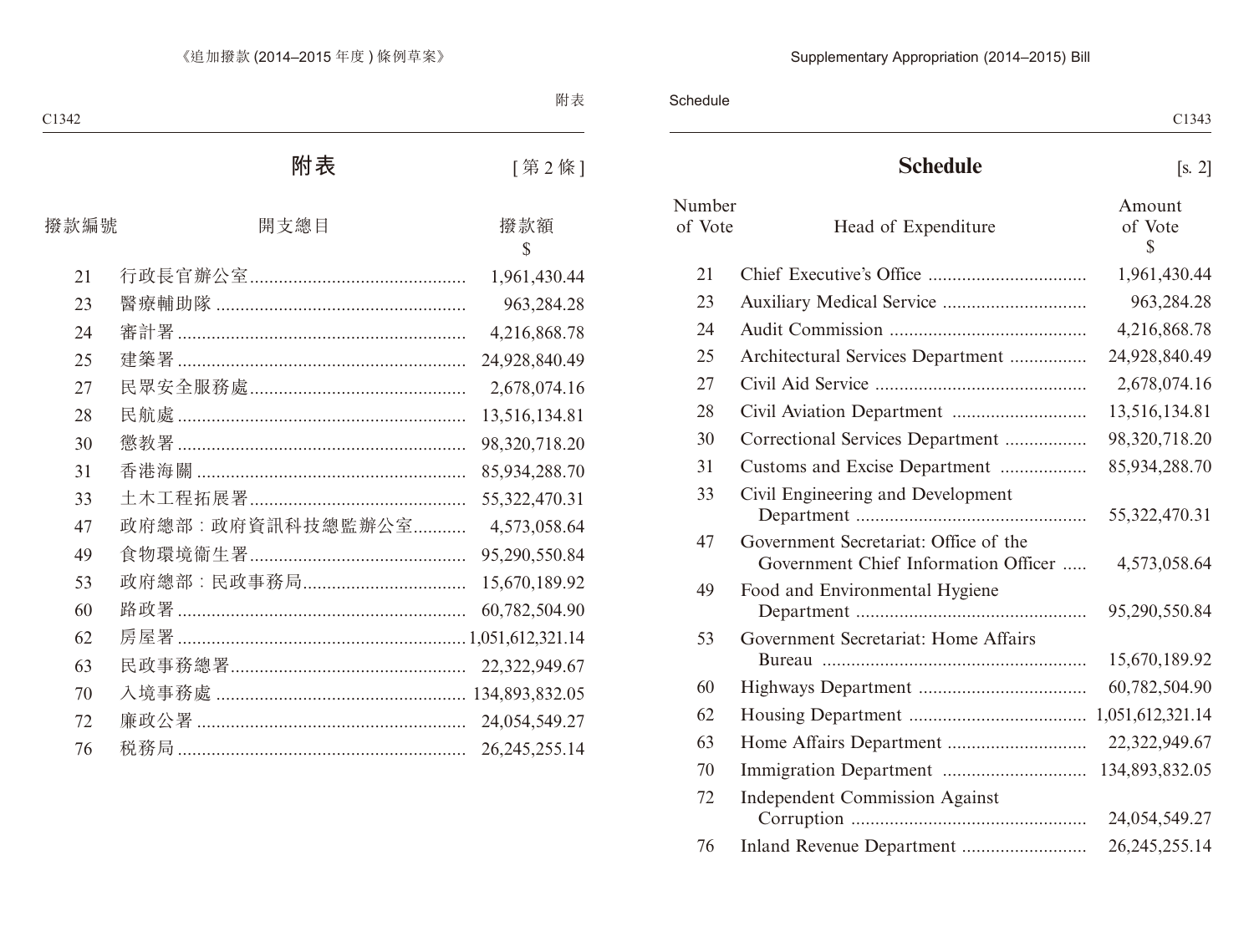## 附表

[第 2 條]

| 撥款編號 | 開支總目 | 撥款額 $ |
|---|---|---|
| 21 | 行政長官辦公室 | 1,961,430.44 |
| 23 | 醫療輔助隊 | 963,284.28 |
| 24 | 審計署 | 4,216,868.78 |
| 25 | 建築署 | 24,928,840.49 |
| 27 | 民眾安全服務處 | 2,678,074.16 |
| 28 | 民航處 | 13,516,134.81 |
| 30 | 懲教署 | 98,320,718.20 |
| 31 | 香港海關 | 85,934,288.70 |
| 33 | 土木工程拓展署 | 55,322,470.31 |
| 47 | 政府總部：政府資訊科技總監辦公室 | 4,573,058.64 |
| 49 | 食物環境衞生署 | 95,290,550.84 |
| 53 | 政府總部：民政事務局 | 15,670,189.92 |
| 60 | 路政署 | 60,782,504.90 |
| 62 | 房屋署 | 1,051,612,321.14 |
| 63 | 民政事務總署 | 22,322,949.67 |
| 70 | 入境事務處 | 134,893,832.05 |
| 72 | 廉政公署 | 24,054,549.27 |
| 76 | 税務局 | 26,245,255.14 |

## Schedule

[s. 2]

| Number of Vote | Head of Expenditure | Amount of Vote $ |
|---|---|---|
| 21 | Chief Executive's Office | 1,961,430.44 |
| 23 | Auxiliary Medical Service | 963,284.28 |
| 24 | Audit Commission | 4,216,868.78 |
| 25 | Architectural Services Department | 24,928,840.49 |
| 27 | Civil Aid Service | 2,678,074.16 |
| 28 | Civil Aviation Department | 13,516,134.81 |
| 30 | Correctional Services Department | 98,320,718.20 |
| 31 | Customs and Excise Department | 85,934,288.70 |
| 33 | Civil Engineering and Development Department | 55,322,470.31 |
| 47 | Government Secretariat: Office of the Government Chief Information Officer | 4,573,058.64 |
| 49 | Food and Environmental Hygiene Department | 95,290,550.84 |
| 53 | Government Secretariat: Home Affairs Bureau | 15,670,189.92 |
| 60 | Highways Department | 60,782,504.90 |
| 62 | Housing Department | 1,051,612,321.14 |
| 63 | Home Affairs Department | 22,322,949.67 |
| 70 | Immigration Department | 134,893,832.05 |
| 72 | Independent Commission Against Corruption | 24,054,549.27 |
| 76 | Inland Revenue Department | 26,245,255.14 |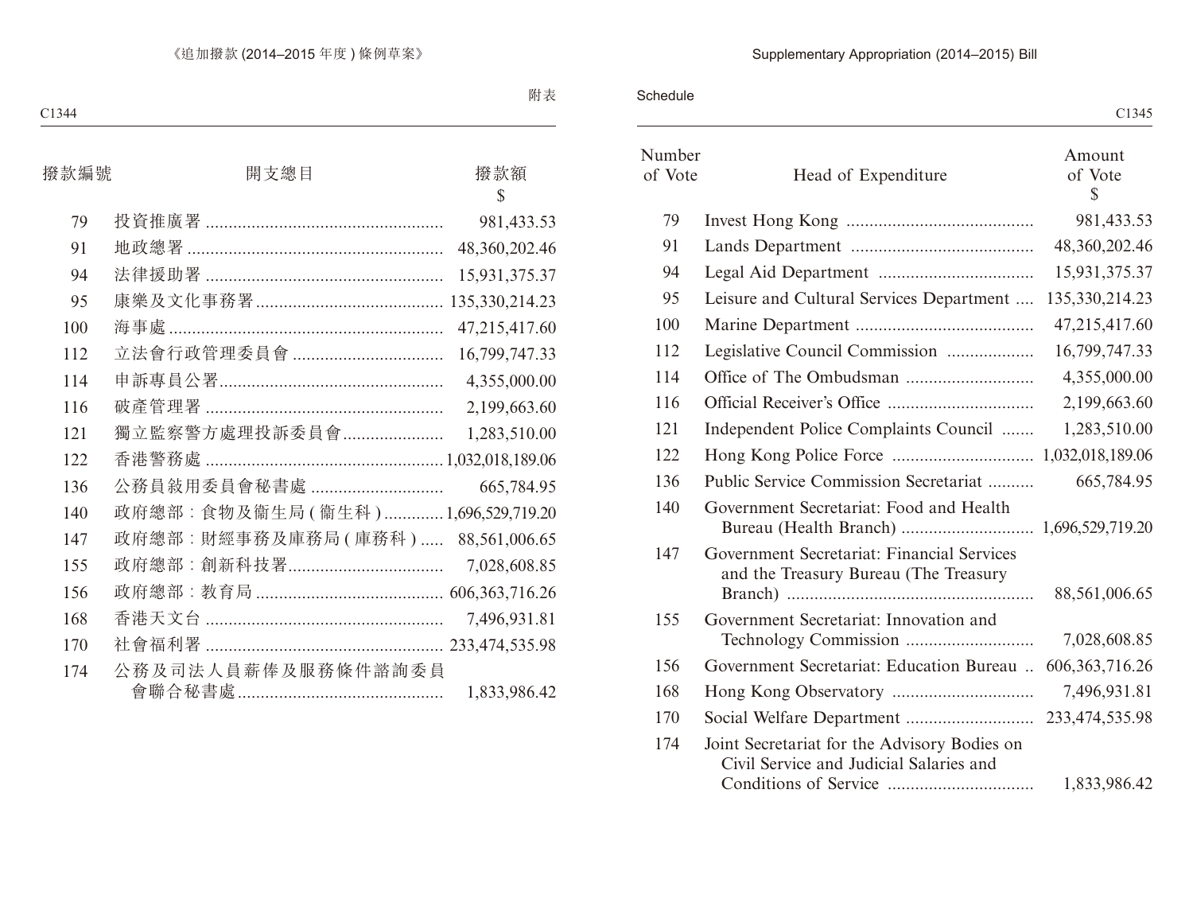附表

| 撥款編號 | 開支總目 | 撥款額 $ |
|---|---|---|
| 79 | 投資推廣署 | 981,433.53 |
| 91 | 地政總署 | 48,360,202.46 |
| 94 | 法律援助署 | 15,931,375.37 |
| 95 | 康樂及文化事務署 | 135,330,214.23 |
| 100 | 海事處 | 47,215,417.60 |
| 112 | 立法會行政管理委員會 | 16,799,747.33 |
| 114 | 申訴專員公署 | 4,355,000.00 |
| 116 | 破產管理署 | 2,199,663.60 |
| 121 | 獨立監察警方處理投訴委員會 | 1,283,510.00 |
| 122 | 香港警務處 | 1,032,018,189.06 |
| 136 | 公務員敍用委員會秘書處 | 665,784.95 |
| 140 | 政府總部：食物及衞生局 ( 衞生科 ) | 1,696,529,719.20 |
| 147 | 政府總部：財經事務及庫務局 ( 庫務科 ) | 88,561,006.65 |
| 155 | 政府總部：創新科技署 | 7,028,608.85 |
| 156 | 政府總部：教育局 | 606,363,716.26 |
| 168 | 香港天文台 | 7,496,931.81 |
| 170 | 社會福利署 | 233,474,535.98 |
| 174 | 公務及司法人員薪俸及服務條件諮詢委員會聯合秘書處 | 1,833,986.42 |

Schedule

| Number of Vote | Head of Expenditure | Amount of Vote $ |
|---|---|---|
| 79 | Invest Hong Kong | 981,433.53 |
| 91 | Lands Department | 48,360,202.46 |
| 94 | Legal Aid Department | 15,931,375.37 |
| 95 | Leisure and Cultural Services Department | 135,330,214.23 |
| 100 | Marine Department | 47,215,417.60 |
| 112 | Legislative Council Commission | 16,799,747.33 |
| 114 | Office of The Ombudsman | 4,355,000.00 |
| 116 | Official Receiver's Office | 2,199,663.60 |
| 121 | Independent Police Complaints Council | 1,283,510.00 |
| 122 | Hong Kong Police Force | 1,032,018,189.06 |
| 136 | Public Service Commission Secretariat | 665,784.95 |
| 140 | Government Secretariat: Food and Health Bureau (Health Branch) | 1,696,529,719.20 |
| 147 | Government Secretariat: Financial Services and the Treasury Bureau (The Treasury Branch) | 88,561,006.65 |
| 155 | Government Secretariat: Innovation and Technology Commission | 7,028,608.85 |
| 156 | Government Secretariat: Education Bureau | 606,363,716.26 |
| 168 | Hong Kong Observatory | 7,496,931.81 |
| 170 | Social Welfare Department | 233,474,535.98 |
| 174 | Joint Secretariat for the Advisory Bodies on Civil Service and Judicial Salaries and Conditions of Service | 1,833,986.42 |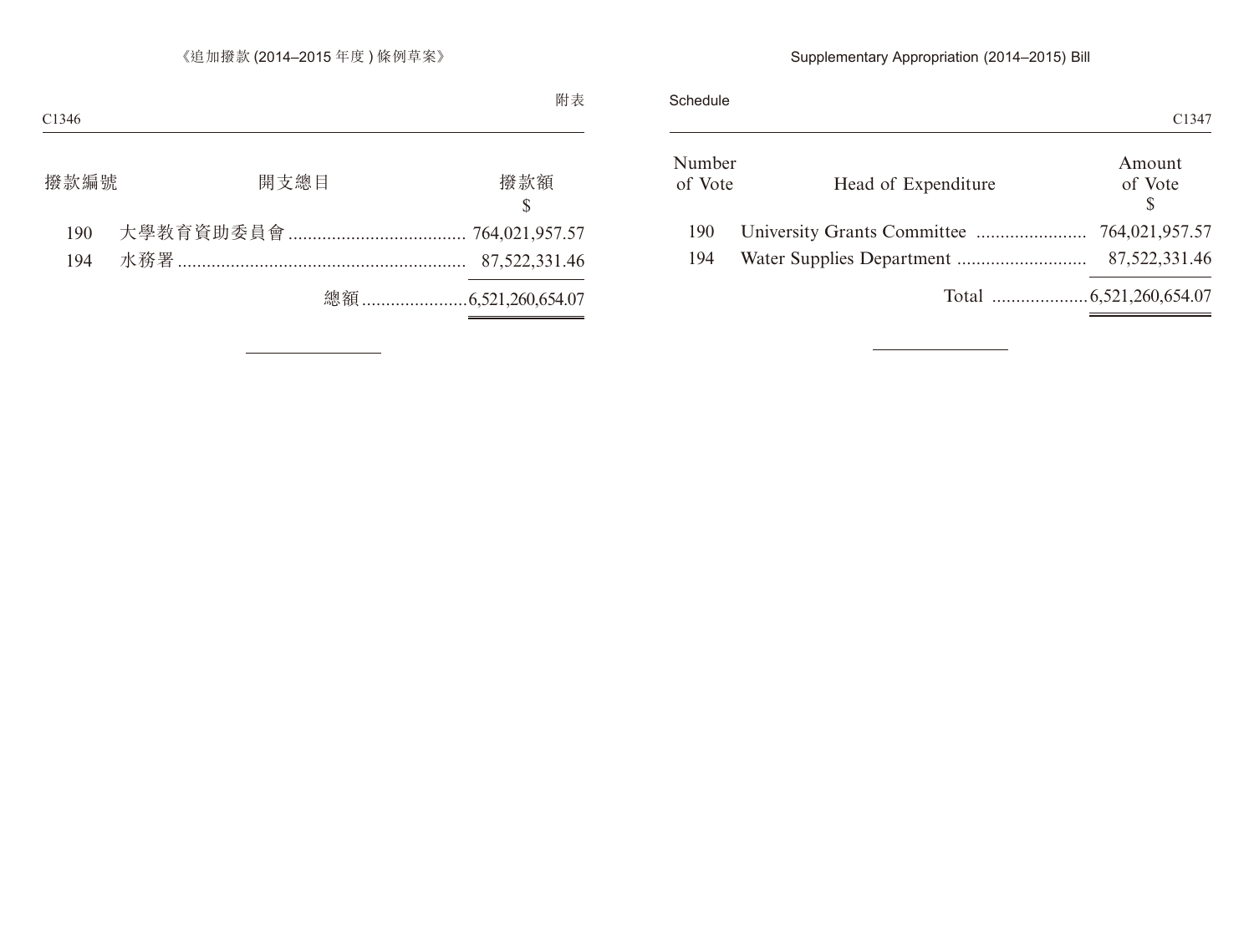附表

| 撥款編號 | 開支總目 | 撥款額 $ |
| --- | --- | --- |
| 190 | 大學教育資助委員會 | 764,021,957.57 |
| 194 | 水務署 | 87,522,331.46 |
| | 總額 | 6,521,260,654.07 |

Schedule

| Number of Vote | Head of Expenditure | Amount of Vote $ |
| --- | --- | --- |
| 190 | University Grants Committee | 764,021,957.57 |
| 194 | Water Supplies Department | 87,522,331.46 |
| | Total | 6,521,260,654.07 |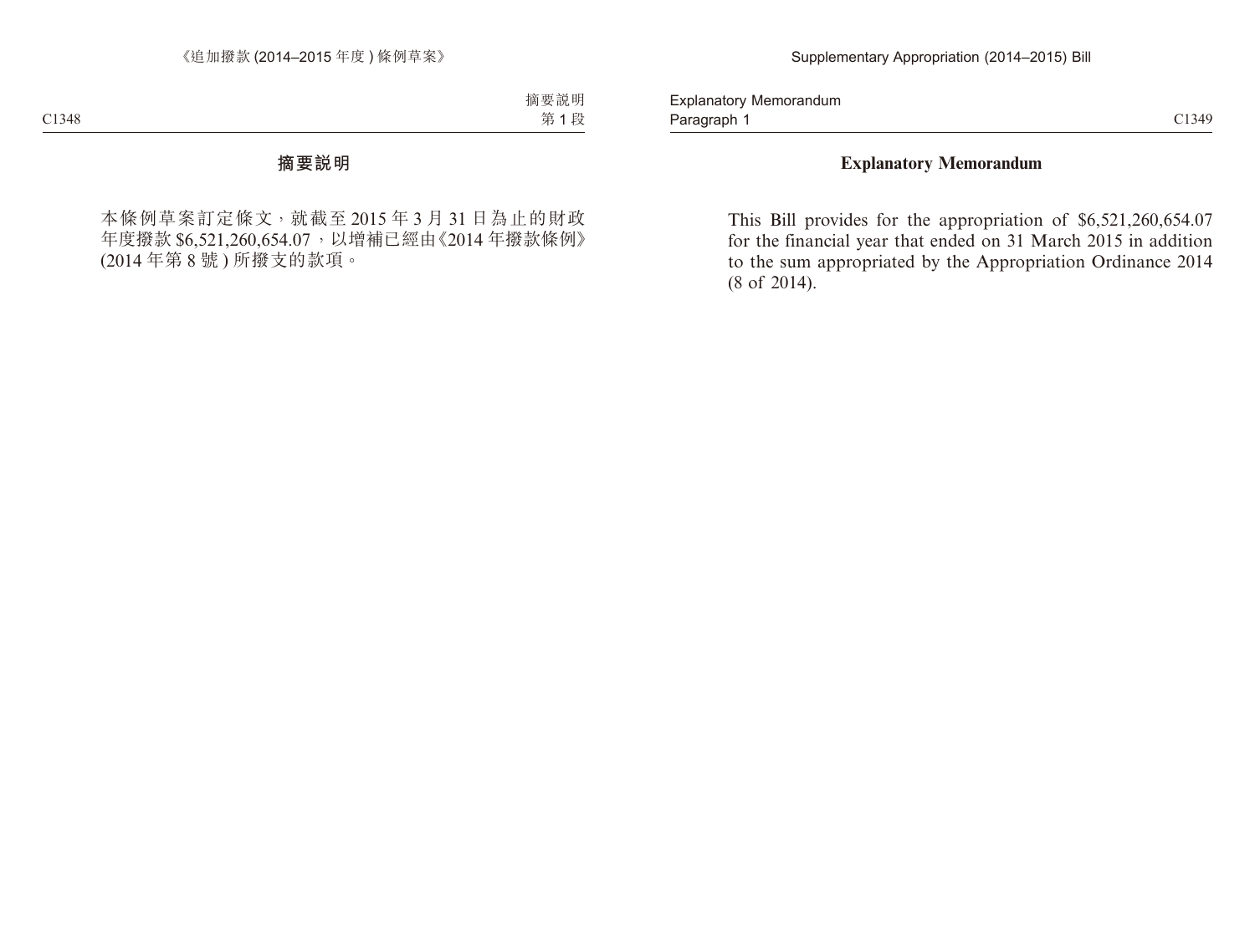## 摘要説明

本條例草案訂定條文，就截至 2015 年 3 月 31 日為止的財政年度撥款 $6,521,260,654.07，以增補已經由《2014 年撥款條例》(2014 年第 8 號 ) 所撥支的款項。

## Explanatory Memorandum

This Bill provides for the appropriation of $6,521,260,654.07 for the financial year that ended on 31 March 2015 in addition to the sum appropriated by the Appropriation Ordinance 2014 (8 of 2014).